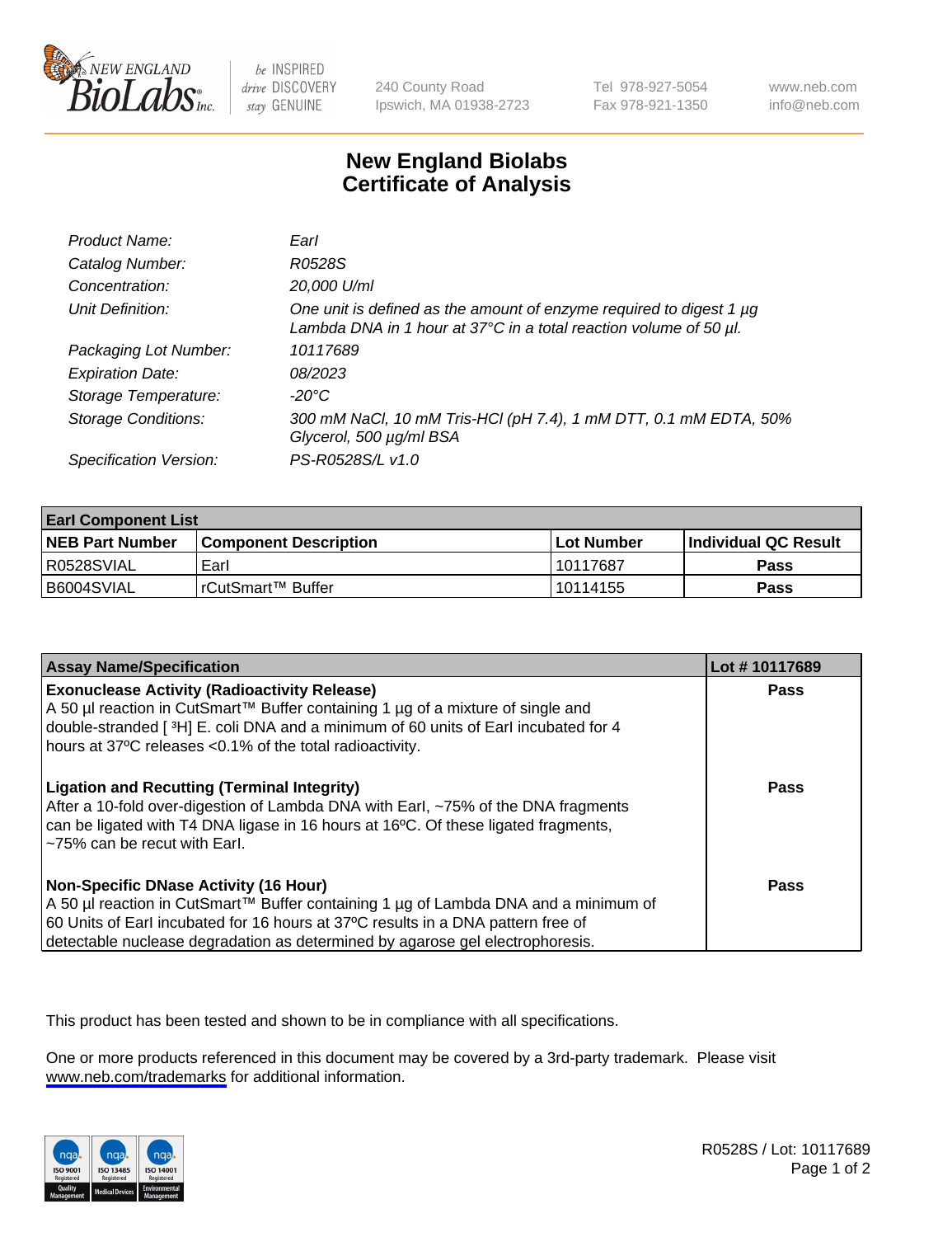New England BioLabs Inc. — be INSPIRED drive DISCOVERY stay GENUINE

240 County Road
Ipswich, MA 01938-2723

Tel 978-927-5054
Fax 978-921-1350

www.neb.com
info@neb.com

# New England Biolabs Certificate of Analysis

| | |
|---|---|
| *Product Name:* | *EarI* |
| *Catalog Number:* | *R0528S* |
| *Concentration:* | *20,000 U/ml* |
| *Unit Definition:* | *One unit is defined as the amount of enzyme required to digest 1 µg Lambda DNA in 1 hour at 37°C in a total reaction volume of 50 µl.* |
| *Packaging Lot Number:* | *10117689* |
| *Expiration Date:* | *08/2023* |
| *Storage Temperature:* | *-20°C* |
| *Storage Conditions:* | *300 mM NaCl, 10 mM Tris-HCl (pH 7.4), 1 mM DTT, 0.1 mM EDTA, 50% Glycerol, 500 µg/ml BSA* |
| *Specification Version:* | *PS-R0528S/L v1.0* |

| EarI Component List | | | |
|---|---|---|---|
| **NEB Part Number** | **Component Description** | **Lot Number** | **Individual QC Result** |
| R0528SVIAL | EarI | 10117687 | **Pass** |
| B6004SVIAL | rCutSmart™ Buffer | 10114155 | **Pass** |

| Assay Name/Specification | Lot # 10117689 |
|---|---|
| **Exonuclease Activity (Radioactivity Release)** A 50 µl reaction in CutSmart™ Buffer containing 1 µg of a mixture of single and double-stranded [ $^3$H] E. coli DNA and a minimum of 60 units of EarI incubated for 4 hours at 37ºC releases <0.1% of the total radioactivity. | **Pass** |
| **Ligation and Recutting (Terminal Integrity)** After a 10-fold over-digestion of Lambda DNA with EarI, ~75% of the DNA fragments can be ligated with T4 DNA ligase in 16 hours at 16ºC. Of these ligated fragments, ~75% can be recut with EarI. | **Pass** |
| **Non-Specific DNase Activity (16 Hour)** A 50 µl reaction in CutSmart™ Buffer containing 1 µg of Lambda DNA and a minimum of 60 Units of EarI incubated for 16 hours at 37ºC results in a DNA pattern free of detectable nuclease degradation as determined by agarose gel electrophoresis. | **Pass** |

This product has been tested and shown to be in compliance with all specifications.

One or more products referenced in this document may be covered by a 3rd-party trademark. Please visit www.neb.com/trademarks for additional information.

ISO 9001 Registered Quality Management | ISO 13485 Registered Medical Devices | ISO 14001 Registered Environmental Management

R0528S / Lot: 10117689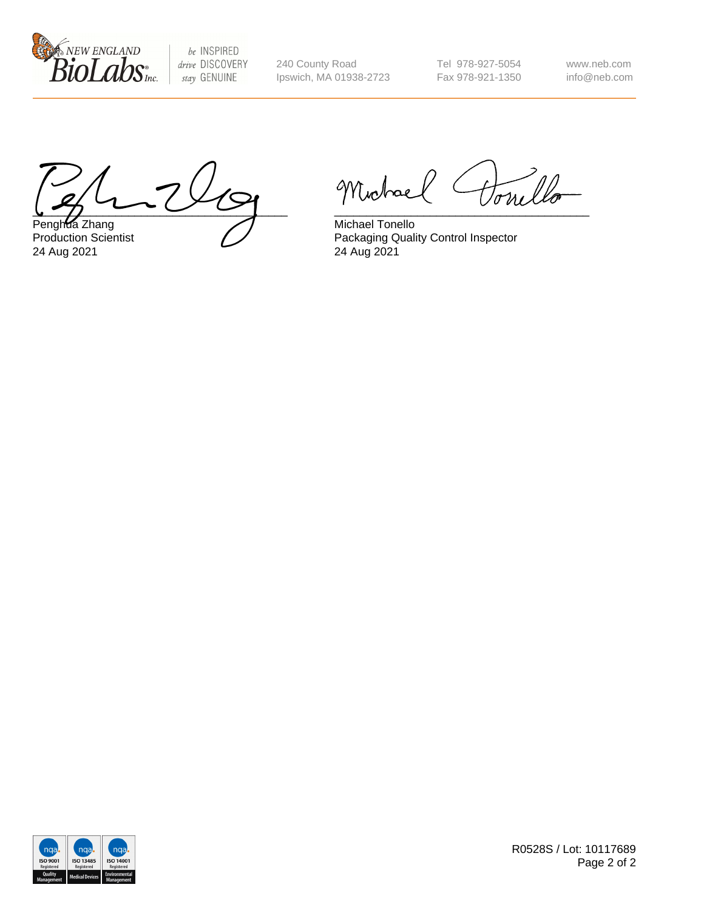240 County Road
Ipswich, MA 01938-2723

Tel 978-927-5054
Fax 978-921-1350

www.neb.com
info@neb.com

Penghua Zhang
Production Scientist
24 Aug 2021

Michael Tonello
Packaging Quality Control Inspector
24 Aug 2021

R0528S / Lot: 10117689